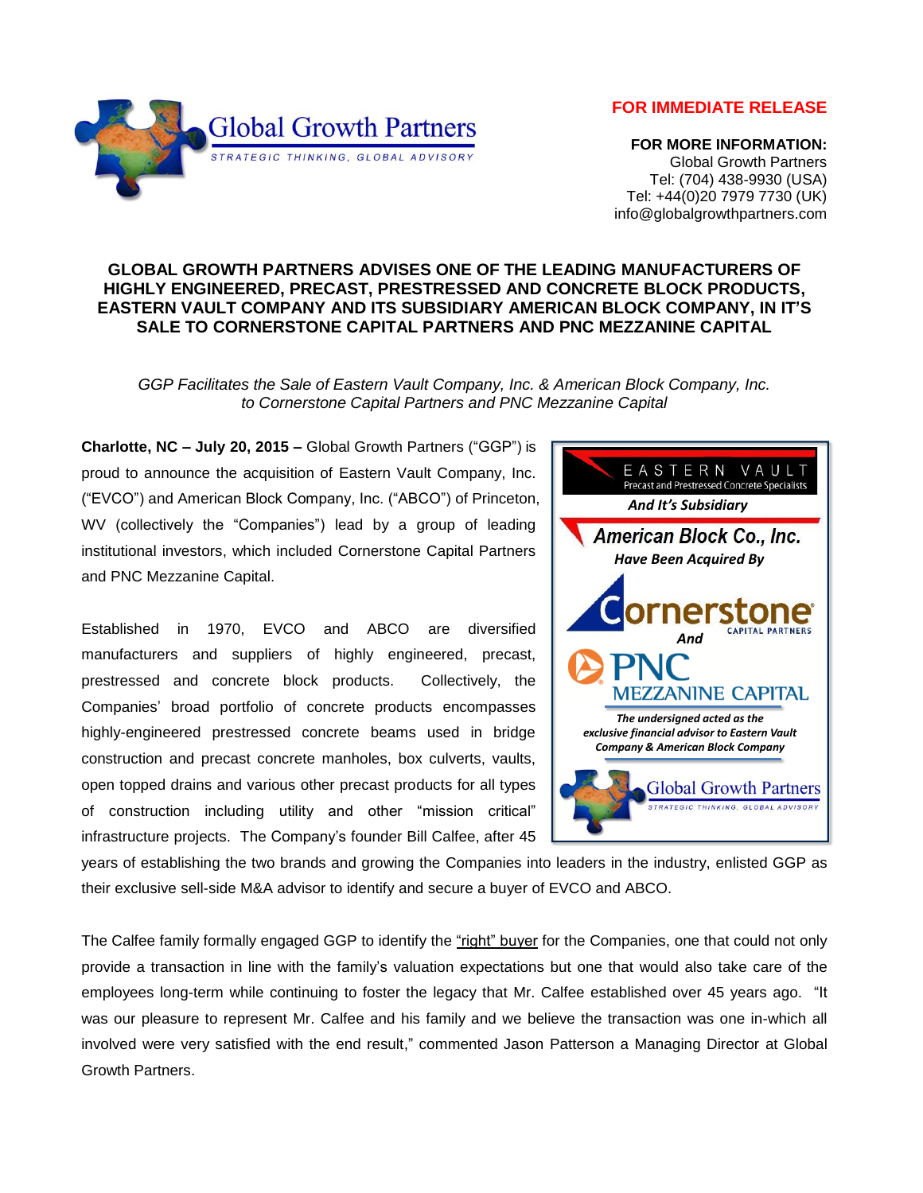**FOR IMMEDIATE RELEASE**

**FOR MORE INFORMATION:**
Global Growth Partners
Tel: (704) 438-9930 (USA)
Tel: +44(0)20 7979 7730 (UK)
info@globalgrowthpartners.com

# GLOBAL GROWTH PARTNERS ADVISES ONE OF THE LEADING MANUFACTURERS OF HIGHLY ENGINEERED, PRECAST, PRESTRESSED AND CONCRETE BLOCK PRODUCTS, EASTERN VAULT COMPANY AND ITS SUBSIDIARY AMERICAN BLOCK COMPANY, IN IT'S SALE TO CORNERSTONE CAPITAL PARTNERS AND PNC MEZZANINE CAPITAL

*GGP Facilitates the Sale of Eastern Vault Company, Inc. & American Block Company, Inc. to Cornerstone Capital Partners and PNC Mezzanine Capital*

**Charlotte, NC – July 20, 2015 –** Global Growth Partners ("GGP") is proud to announce the acquisition of Eastern Vault Company, Inc. ("EVCO") and American Block Company, Inc. ("ABCO") of Princeton, WV (collectively the "Companies") lead by a group of leading institutional investors, which included Cornerstone Capital Partners and PNC Mezzanine Capital.

Established in 1970, EVCO and ABCO are diversified manufacturers and suppliers of highly engineered, precast, prestressed and concrete block products. Collectively, the Companies' broad portfolio of concrete products encompasses highly-engineered prestressed concrete beams used in bridge construction and precast concrete manholes, box culverts, vaults, open topped drains and various other precast products for all types of construction including utility and other "mission critical" infrastructure projects. The Company's founder Bill Calfee, after 45 years of establishing the two brands and growing the Companies into leaders in the industry, enlisted GGP as their exclusive sell-side M&A advisor to identify and secure a buyer of EVCO and ABCO.

EASTERN VAULT
Precast and Prestressed Concrete Specialists
*And It's Subsidiary*
*American Block Co., Inc.*
*Have Been Acquired By*
Cornerstone Capital Partners
*And*
PNC Mezzanine Capital
*The undersigned acted as the exclusive financial advisor to Eastern Vault Company & American Block Company*
Global Growth Partners
STRATEGIC THINKING, GLOBAL ADVISORY

The Calfee family formally engaged GGP to identify the "right" buyer for the Companies, one that could not only provide a transaction in line with the family's valuation expectations but one that would also take care of the employees long-term while continuing to foster the legacy that Mr. Calfee established over 45 years ago. "It was our pleasure to represent Mr. Calfee and his family and we believe the transaction was one in-which all involved were very satisfied with the end result," commented Jason Patterson a Managing Director at Global Growth Partners.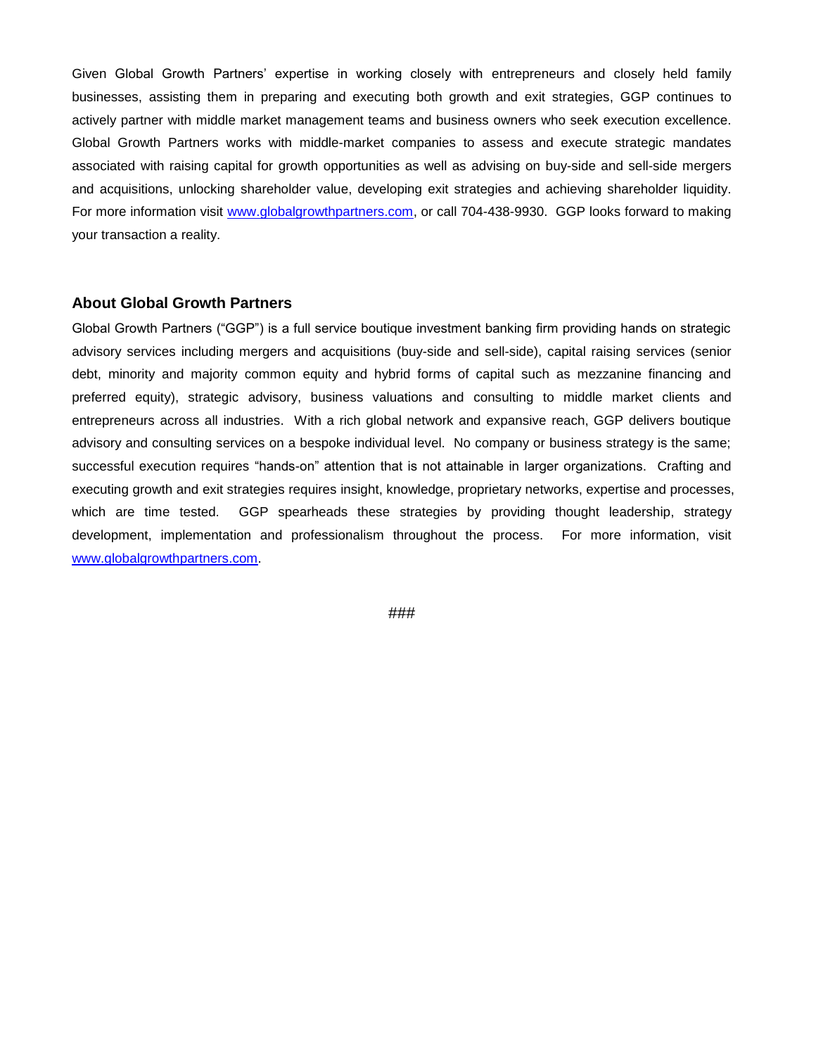Given Global Growth Partners' expertise in working closely with entrepreneurs and closely held family businesses, assisting them in preparing and executing both growth and exit strategies, GGP continues to actively partner with middle market management teams and business owners who seek execution excellence. Global Growth Partners works with middle-market companies to assess and execute strategic mandates associated with raising capital for growth opportunities as well as advising on buy-side and sell-side mergers and acquisitions, unlocking shareholder value, developing exit strategies and achieving shareholder liquidity. For more information visit [www.globalgrowthpartners.com](http://www.globalgrowthpartners.com), or call 704-438-9930. GGP looks forward to making your transaction a reality.

## About Global Growth Partners

Global Growth Partners ("GGP") is a full service boutique investment banking firm providing hands on strategic advisory services including mergers and acquisitions (buy-side and sell-side), capital raising services (senior debt, minority and majority common equity and hybrid forms of capital such as mezzanine financing and preferred equity), strategic advisory, business valuations and consulting to middle market clients and entrepreneurs across all industries. With a rich global network and expansive reach, GGP delivers boutique advisory and consulting services on a bespoke individual level. No company or business strategy is the same; successful execution requires "hands-on" attention that is not attainable in larger organizations. Crafting and executing growth and exit strategies requires insight, knowledge, proprietary networks, expertise and processes, which are time tested. GGP spearheads these strategies by providing thought leadership, strategy development, implementation and professionalism throughout the process. For more information, visit [www.globalgrowthpartners.com](http://www.globalgrowthpartners.com).

###